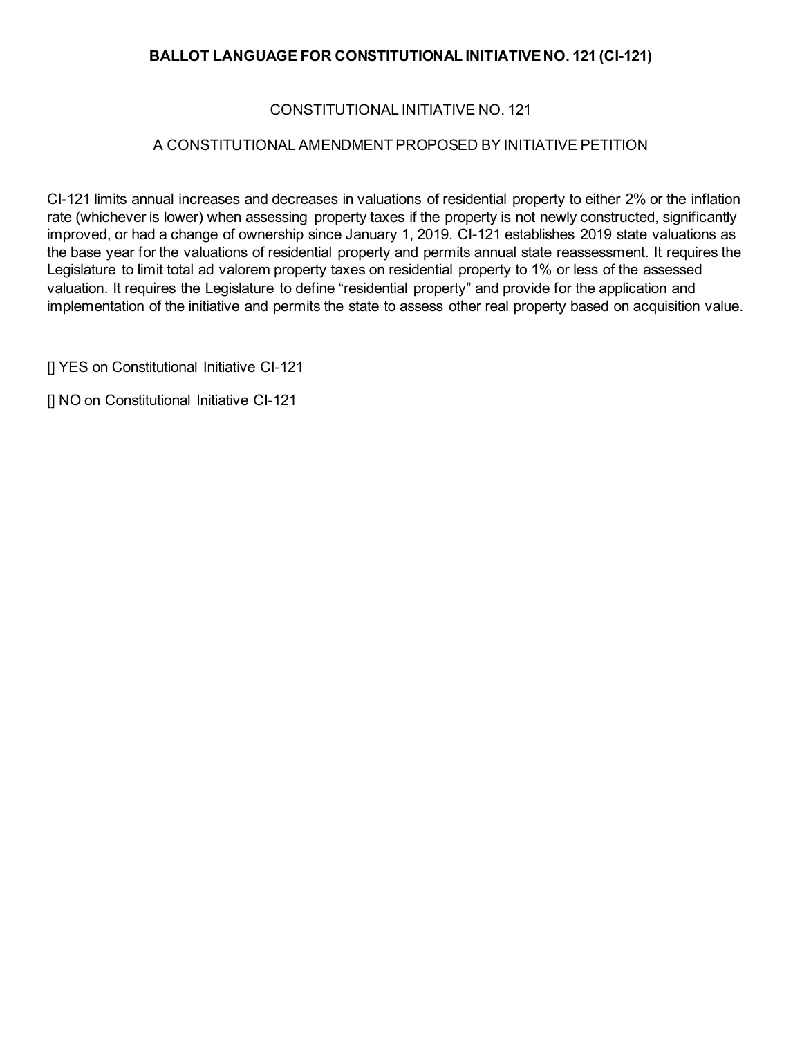# BALLOT LANGUAGE FOR CONSTITUTIONAL INITIATIVE NO. 121 (CI-121)

CONSTITUTIONAL INITIATIVE NO. 121

A CONSTITUTIONAL AMENDMENT PROPOSED BY INITIATIVE PETITION

CI-121 limits annual increases and decreases in valuations of residential property to either 2% or the inflation rate (whichever is lower) when assessing property taxes if the property is not newly constructed, significantly improved, or had a change of ownership since January 1, 2019. CI-121 establishes 2019 state valuations as the base year for the valuations of residential property and permits annual state reassessment. It requires the Legislature to limit total ad valorem property taxes on residential property to 1% or less of the assessed valuation. It requires the Legislature to define "residential property" and provide for the application and implementation of the initiative and permits the state to assess other real property based on acquisition value.

[] YES on Constitutional Initiative CI-121

[] NO on Constitutional Initiative CI-121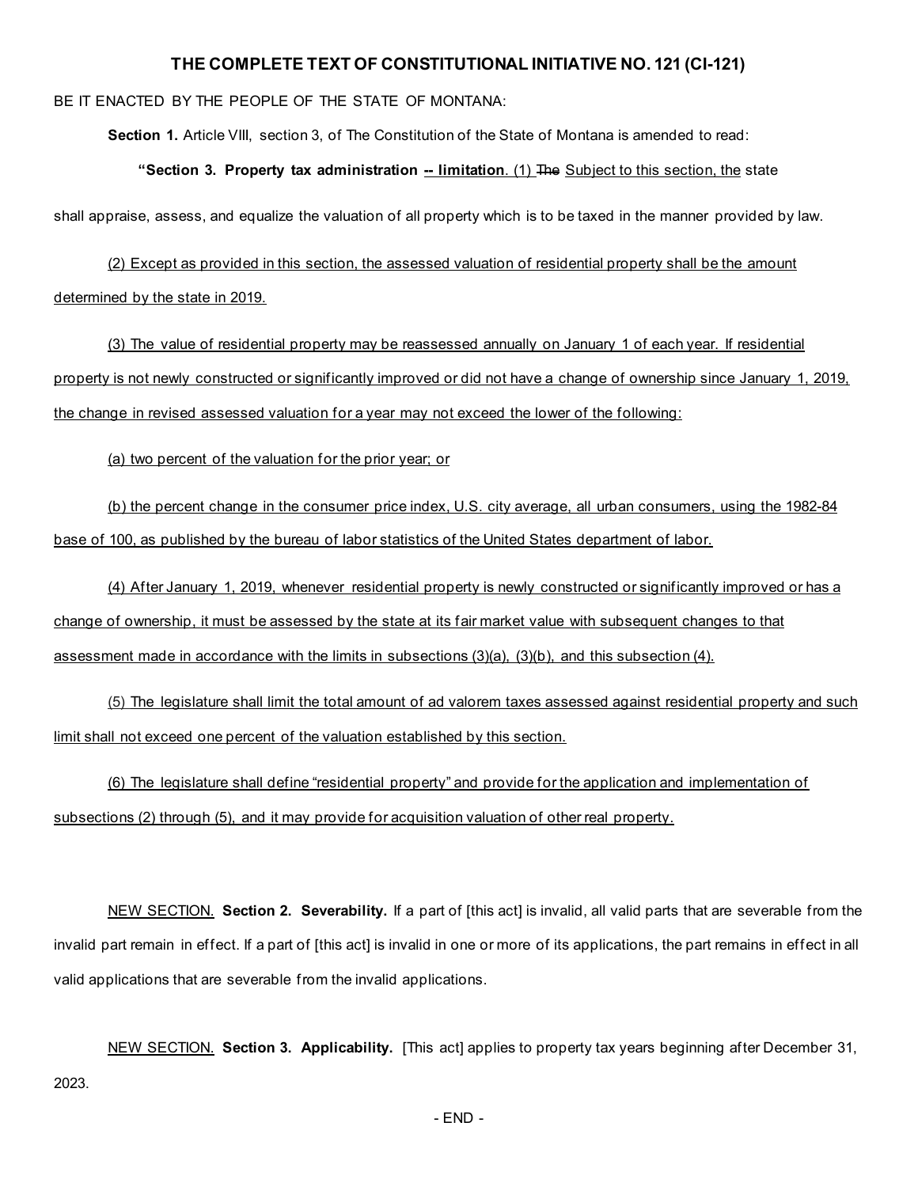## THE COMPLETE TEXT OF CONSTITUTIONAL INITIATIVE NO. 121 (CI-121)

BE IT ENACTED BY THE PEOPLE OF THE STATE OF MONTANA:

**Section 1.** Article VIII, section 3, of The Constitution of the State of Montana is amended to read:

**"Section 3. Property tax administration -- limitation**. (1) ~~The~~ Subject to this section, the state shall appraise, assess, and equalize the valuation of all property which is to be taxed in the manner provided by law.

(2) Except as provided in this section, the assessed valuation of residential property shall be the amount determined by the state in 2019.

(3) The value of residential property may be reassessed annually on January 1 of each year. If residential property is not newly constructed or significantly improved or did not have a change of ownership since January 1, 2019, the change in revised assessed valuation for a year may not exceed the lower of the following:

(a) two percent of the valuation for the prior year; or

(b) the percent change in the consumer price index, U.S. city average, all urban consumers, using the 1982-84 base of 100, as published by the bureau of labor statistics of the United States department of labor.

(4) After January 1, 2019, whenever residential property is newly constructed or significantly improved or has a change of ownership, it must be assessed by the state at its fair market value with subsequent changes to that assessment made in accordance with the limits in subsections (3)(a), (3)(b), and this subsection (4).

(5) The legislature shall limit the total amount of ad valorem taxes assessed against residential property and such limit shall not exceed one percent of the valuation established by this section.

(6) The legislature shall define "residential property" and provide for the application and implementation of subsections (2) through (5), and it may provide for acquisition valuation of other real property.

NEW SECTION. **Section 2. Severability.** If a part of [this act] is invalid, all valid parts that are severable from the invalid part remain in effect. If a part of [this act] is invalid in one or more of its applications, the part remains in effect in all valid applications that are severable from the invalid applications.

NEW SECTION. **Section 3. Applicability.** [This act] applies to property tax years beginning after December 31, 2023.

\- END -